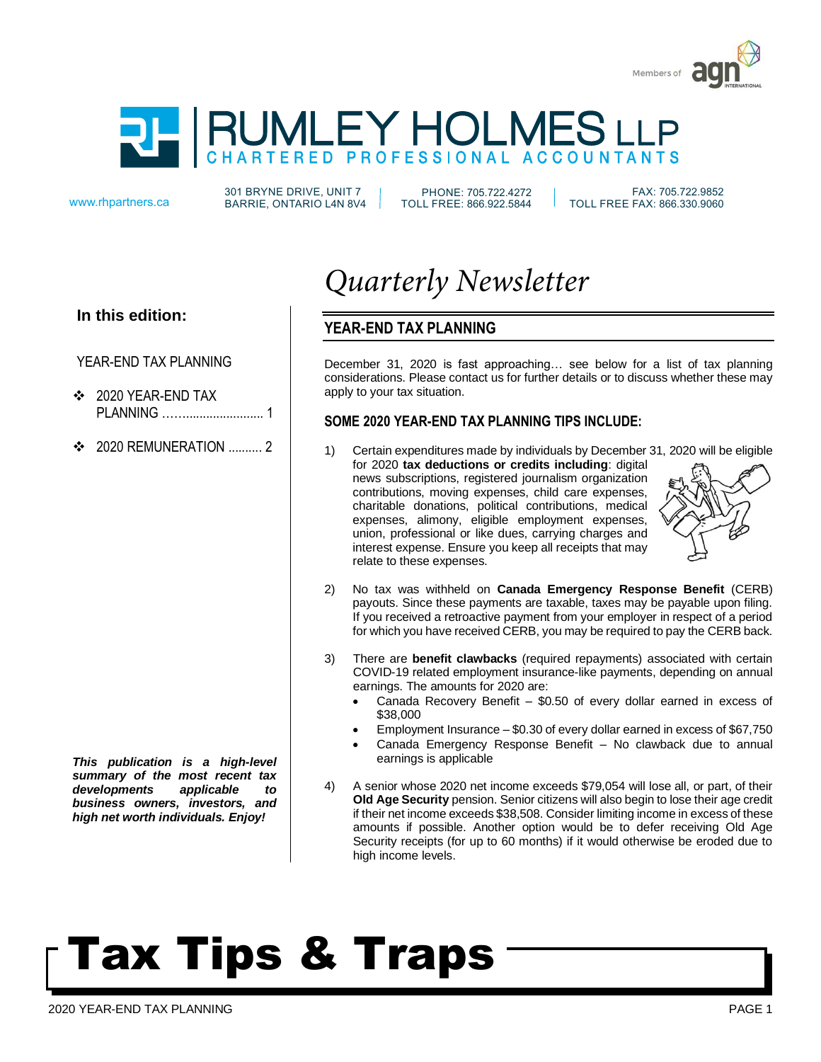Members of agn INTERNATIONAL

# RUMLEY HOLMES LLP

CHARTERED PROFESSIONAL ACCOUNTANTS

www.rhpartners.ca | 301 BRYNE DRIVE, UNIT 7 BARRIE, ONTARIO L4N 8V4 | PHONE: 705.722.4272 TOLL FREE: 866.922.5844 | FAX: 705.722.9852 TOLL FREE FAX: 866.330.9060

*Quarterly Newsletter*

**In this edition:**

YEAR-END TAX PLANNING

- 2020 YEAR-END TAX PLANNING ............................ 1
- 2020 REMUNERATION .......... 2

***This publication is a high-level summary of the most recent tax developments applicable to business owners, investors, and high net worth individuals. Enjoy!***

## YEAR-END TAX PLANNING

December 31, 2020 is fast approaching… see below for a list of tax planning considerations. Please contact us for further details or to discuss whether these may apply to your tax situation.

### SOME 2020 YEAR-END TAX PLANNING TIPS INCLUDE:

1) Certain expenditures made by individuals by December 31, 2020 will be eligible for 2020 **tax deductions or credits including**: digital news subscriptions, registered journalism organization contributions, moving expenses, child care expenses, charitable donations, political contributions, medical expenses, alimony, eligible employment expenses, union, professional or like dues, carrying charges and interest expense. Ensure you keep all receipts that may relate to these expenses.

2) No tax was withheld on **Canada Emergency Response Benefit** (CERB) payouts. Since these payments are taxable, taxes may be payable upon filing. If you received a retroactive payment from your employer in respect of a period for which you have received CERB, you may be required to pay the CERB back.

3) There are **benefit clawbacks** (required repayments) associated with certain COVID-19 related employment insurance-like payments, depending on annual earnings. The amounts for 2020 are:
   - Canada Recovery Benefit – $0.50 of every dollar earned in excess of $38,000
   - Employment Insurance – $0.30 of every dollar earned in excess of $67,750
   - Canada Emergency Response Benefit – No clawback due to annual earnings is applicable

4) A senior whose 2020 net income exceeds $79,054 will lose all, or part, of their **Old Age Security** pension. Senior citizens will also begin to lose their age credit if their net income exceeds $38,508. Consider limiting income in excess of these amounts if possible. Another option would be to defer receiving Old Age Security receipts (for up to 60 months) if it would otherwise be eroded due to high income levels.

# Tax Tips & Traps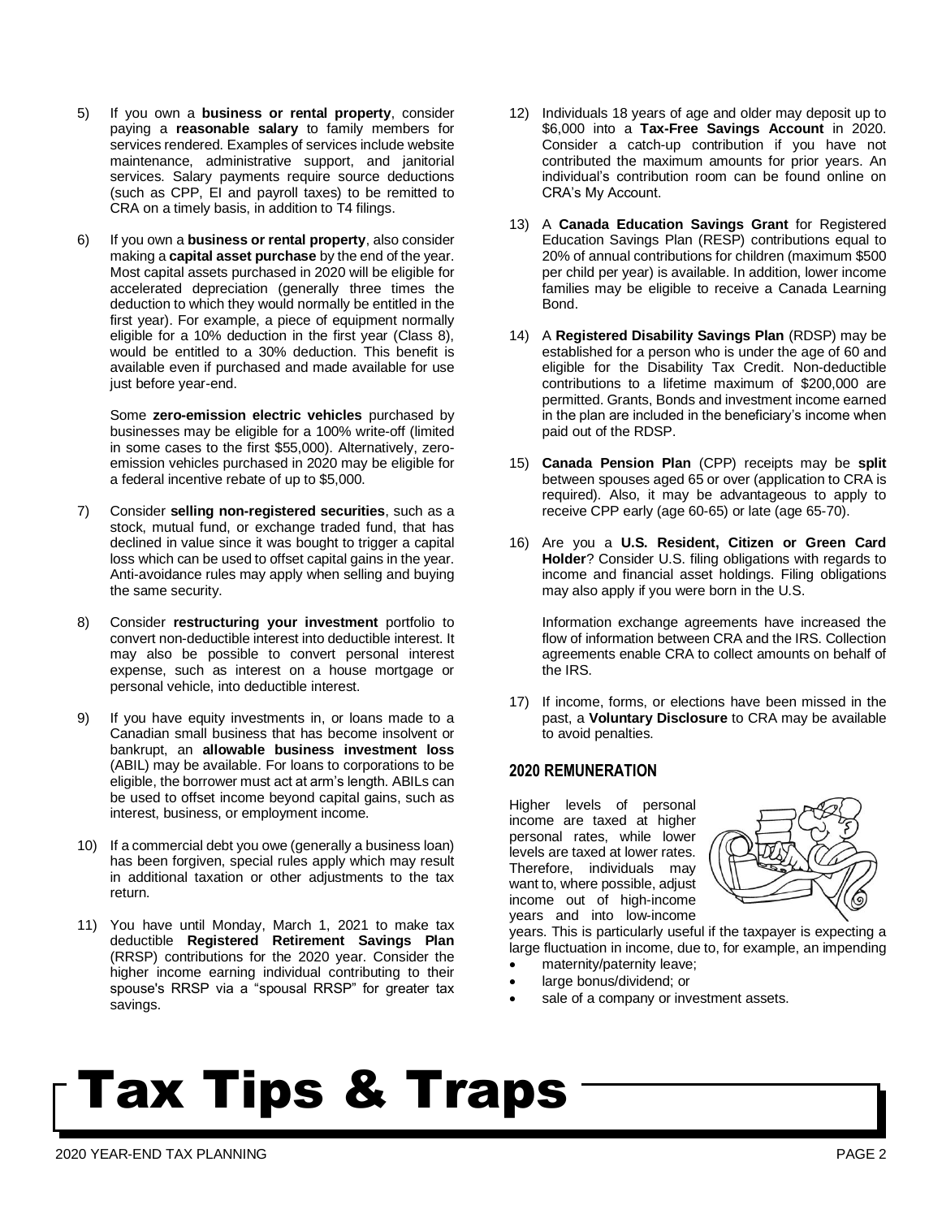5) If you own a **business or rental property**, consider paying a **reasonable salary** to family members for services rendered. Examples of services include website maintenance, administrative support, and janitorial services. Salary payments require source deductions (such as CPP, EI and payroll taxes) to be remitted to CRA on a timely basis, in addition to T4 filings.

6) If you own a **business or rental property**, also consider making a **capital asset purchase** by the end of the year. Most capital assets purchased in 2020 will be eligible for accelerated depreciation (generally three times the deduction to which they would normally be entitled in the first year). For example, a piece of equipment normally eligible for a 10% deduction in the first year (Class 8), would be entitled to a 30% deduction. This benefit is available even if purchased and made available for use just before year-end.

   Some **zero-emission electric vehicles** purchased by businesses may be eligible for a 100% write-off (limited in some cases to the first $55,000). Alternatively, zero-emission vehicles purchased in 2020 may be eligible for a federal incentive rebate of up to $5,000.

7) Consider **selling non-registered securities**, such as a stock, mutual fund, or exchange traded fund, that has declined in value since it was bought to trigger a capital loss which can be used to offset capital gains in the year. Anti-avoidance rules may apply when selling and buying the same security.

8) Consider **restructuring your investment** portfolio to convert non-deductible interest into deductible interest. It may also be possible to convert personal interest expense, such as interest on a house mortgage or personal vehicle, into deductible interest.

9) If you have equity investments in, or loans made to a Canadian small business that has become insolvent or bankrupt, an **allowable business investment loss** (ABIL) may be available. For loans to corporations to be eligible, the borrower must act at arm's length. ABILs can be used to offset income beyond capital gains, such as interest, business, or employment income.

10) If a commercial debt you owe (generally a business loan) has been forgiven, special rules apply which may result in additional taxation or other adjustments to the tax return.

11) You have until Monday, March 1, 2021 to make tax deductible **Registered Retirement Savings Plan** (RRSP) contributions for the 2020 year. Consider the higher income earning individual contributing to their spouse's RRSP via a "spousal RRSP" for greater tax savings.

12) Individuals 18 years of age and older may deposit up to $6,000 into a **Tax-Free Savings Account** in 2020. Consider a catch-up contribution if you have not contributed the maximum amounts for prior years. An individual's contribution room can be found online on CRA's My Account.

13) A **Canada Education Savings Grant** for Registered Education Savings Plan (RESP) contributions equal to 20% of annual contributions for children (maximum $500 per child per year) is available. In addition, lower income families may be eligible to receive a Canada Learning Bond.

14) A **Registered Disability Savings Plan** (RDSP) may be established for a person who is under the age of 60 and eligible for the Disability Tax Credit. Non-deductible contributions to a lifetime maximum of $200,000 are permitted. Grants, Bonds and investment income earned in the plan are included in the beneficiary's income when paid out of the RDSP.

15) **Canada Pension Plan** (CPP) receipts may be **split** between spouses aged 65 or over (application to CRA is required). Also, it may be advantageous to apply to receive CPP early (age 60-65) or late (age 65-70).

16) Are you a **U.S. Resident, Citizen or Green Card Holder**? Consider U.S. filing obligations with regards to income and financial asset holdings. Filing obligations may also apply if you were born in the U.S.

    Information exchange agreements have increased the flow of information between CRA and the IRS. Collection agreements enable CRA to collect amounts on behalf of the IRS.

17) If income, forms, or elections have been missed in the past, a **Voluntary Disclosure** to CRA may be available to avoid penalties.

## 2020 REMUNERATION

Higher levels of personal income are taxed at higher personal rates, while lower levels are taxed at lower rates. Therefore, individuals may want to, where possible, adjust income out of high-income years and into low-income years. This is particularly useful if the taxpayer is expecting a large fluctuation in income, due to, for example, an impending

- maternity/paternity leave;
- large bonus/dividend; or
- sale of a company or investment assets.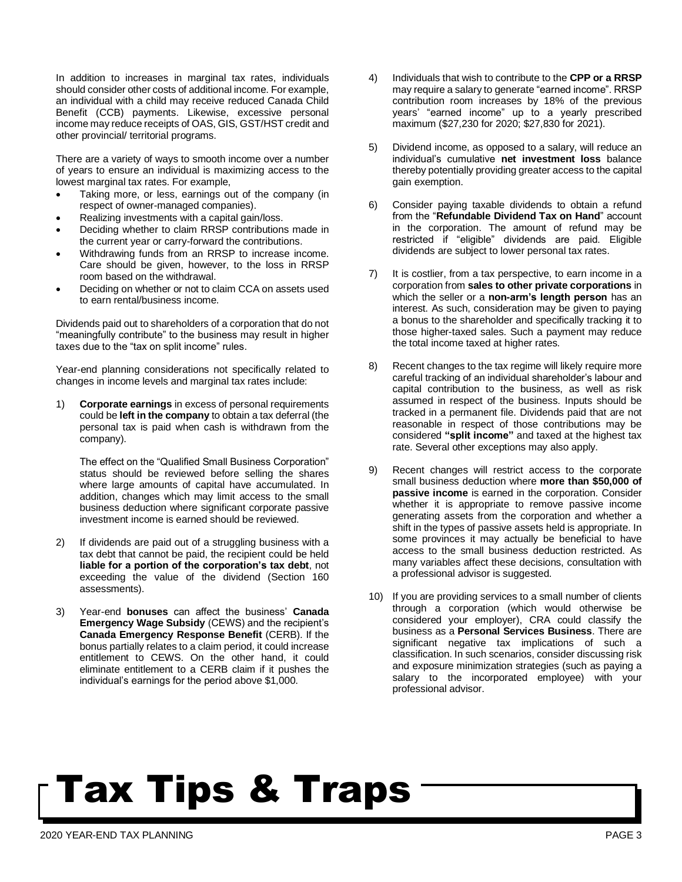In addition to increases in marginal tax rates, individuals should consider other costs of additional income. For example, an individual with a child may receive reduced Canada Child Benefit (CCB) payments. Likewise, excessive personal income may reduce receipts of OAS, GIS, GST/HST credit and other provincial/ territorial programs.

There are a variety of ways to smooth income over a number of years to ensure an individual is maximizing access to the lowest marginal tax rates. For example,

- Taking more, or less, earnings out of the company (in respect of owner-managed companies).
- Realizing investments with a capital gain/loss.
- Deciding whether to claim RRSP contributions made in the current year or carry-forward the contributions.
- Withdrawing funds from an RRSP to increase income. Care should be given, however, to the loss in RRSP room based on the withdrawal.
- Deciding on whether or not to claim CCA on assets used to earn rental/business income.

Dividends paid out to shareholders of a corporation that do not "meaningfully contribute" to the business may result in higher taxes due to the "tax on split income" rules.

Year-end planning considerations not specifically related to changes in income levels and marginal tax rates include:

1) **Corporate earnings** in excess of personal requirements could be **left in the company** to obtain a tax deferral (the personal tax is paid when cash is withdrawn from the company).

   The effect on the "Qualified Small Business Corporation" status should be reviewed before selling the shares where large amounts of capital have accumulated. In addition, changes which may limit access to the small business deduction where significant corporate passive investment income is earned should be reviewed.

2) If dividends are paid out of a struggling business with a tax debt that cannot be paid, the recipient could be held **liable for a portion of the corporation's tax debt**, not exceeding the value of the dividend (Section 160 assessments).

3) Year-end **bonuses** can affect the business' **Canada Emergency Wage Subsidy** (CEWS) and the recipient's **Canada Emergency Response Benefit** (CERB). If the bonus partially relates to a claim period, it could increase entitlement to CEWS. On the other hand, it could eliminate entitlement to a CERB claim if it pushes the individual's earnings for the period above $1,000.

4) Individuals that wish to contribute to the **CPP or a RRSP** may require a salary to generate "earned income". RRSP contribution room increases by 18% of the previous years' "earned income" up to a yearly prescribed maximum ($27,230 for 2020; $27,830 for 2021).

5) Dividend income, as opposed to a salary, will reduce an individual's cumulative **net investment loss** balance thereby potentially providing greater access to the capital gain exemption.

6) Consider paying taxable dividends to obtain a refund from the "**Refundable Dividend Tax on Hand**" account in the corporation. The amount of refund may be restricted if "eligible" dividends are paid. Eligible dividends are subject to lower personal tax rates.

7) It is costlier, from a tax perspective, to earn income in a corporation from **sales to other private corporations** in which the seller or a **non-arm's length person** has an interest. As such, consideration may be given to paying a bonus to the shareholder and specifically tracking it to those higher-taxed sales. Such a payment may reduce the total income taxed at higher rates.

8) Recent changes to the tax regime will likely require more careful tracking of an individual shareholder's labour and capital contribution to the business, as well as risk assumed in respect of the business. Inputs should be tracked in a permanent file. Dividends paid that are not reasonable in respect of those contributions may be considered **"split income"** and taxed at the highest tax rate. Several other exceptions may also apply.

9) Recent changes will restrict access to the corporate small business deduction where **more than $50,000 of passive income** is earned in the corporation. Consider whether it is appropriate to remove passive income generating assets from the corporation and whether a shift in the types of passive assets held is appropriate. In some provinces it may actually be beneficial to have access to the small business deduction restricted. As many variables affect these decisions, consultation with a professional advisor is suggested.

10) If you are providing services to a small number of clients through a corporation (which would otherwise be considered your employer), CRA could classify the business as a **Personal Services Business**. There are significant negative tax implications of such a classification. In such scenarios, consider discussing risk and exposure minimization strategies (such as paying a salary to the incorporated employee) with your professional advisor.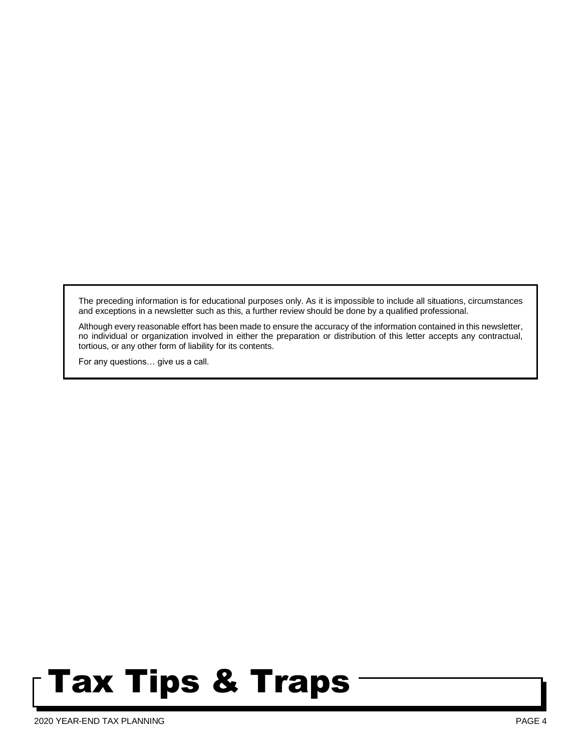The preceding information is for educational purposes only. As it is impossible to include all situations, circumstances and exceptions in a newsletter such as this, a further review should be done by a qualified professional.

Although every reasonable effort has been made to ensure the accuracy of the information contained in this newsletter, no individual or organization involved in either the preparation or distribution of this letter accepts any contractual, tortious, or any other form of liability for its contents.

For any questions… give us a call.